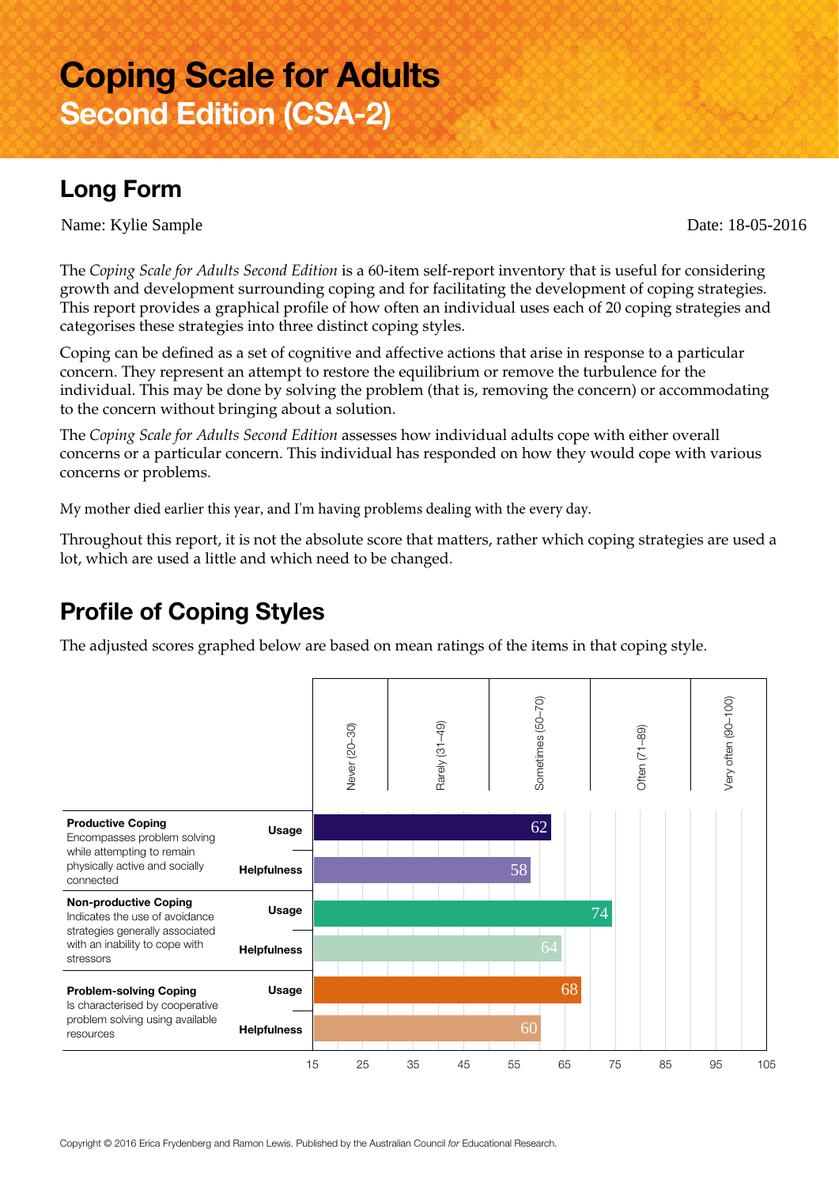# Coping Scale for Adults
## Second Edition (CSA-2)

## Long Form

Name: Kylie Sample

Date: 18-05-2016

The *Coping Scale for Adults Second Edition* is a 60-item self-report inventory that is useful for considering growth and development surrounding coping and for facilitating the development of coping strategies. This report provides a graphical profile of how often an individual uses each of 20 coping strategies and categorises these strategies into three distinct coping styles.

Coping can be defined as a set of cognitive and affective actions that arise in response to a particular concern. They represent an attempt to restore the equilibrium or remove the turbulence for the individual. This may be done by solving the problem (that is, removing the concern) or accommodating to the concern without bringing about a solution.

The *Coping Scale for Adults Second Edition* assesses how individual adults cope with either overall concerns or a particular concern. This individual has responded on how they would cope with various concerns or problems.

My mother died earlier this year, and I'm having problems dealing with the every day.

Throughout this report, it is not the absolute score that matters, rather which coping strategies are used a lot, which are used a little and which need to be changed.

## Profile of Coping Styles

The adjusted scores graphed below are based on mean ratings of the items in that coping style.

Scale: Never (20–30), Rarely (31–49), Sometimes (50–70), Often (71–89), Very often (90–100)

| Coping Style | Description | Measure | Score |
|---|---|---|---|
| **Productive Coping** | Encompasses problem solving while attempting to remain physically active and socially connected | Usage | 62 |
| | | Helpfulness | 58 |
| **Non-productive Coping** | Indicates the use of avoidance strategies generally associated with an inability to cope with stressors | Usage | 74 |
| | | Helpfulness | 64 |
| **Problem-solving Coping** | Is characterised by cooperative problem solving using available resources | Usage | 68 |
| | | Helpfulness | 60 |

Axis: 15, 25, 35, 45, 55, 65, 75, 85, 95, 105

Copyright © 2016 Erica Frydenberg and Ramon Lewis. Published by the Australian Council *for* Educational Research.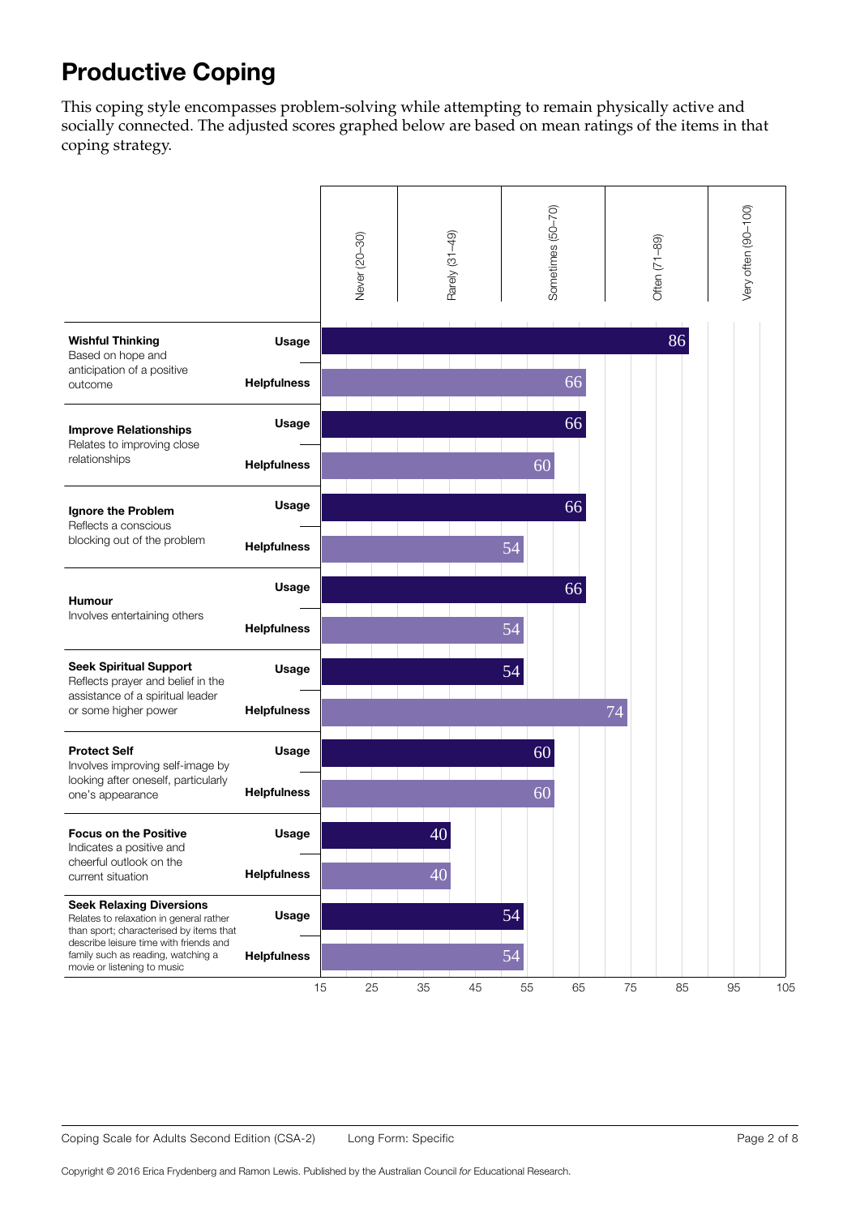# Productive Coping

This coping style encompasses problem-solving while attempting to remain physically active and socially connected. The adjusted scores graphed below are based on mean ratings of the items in that coping strategy.

Scale bands: Never (20–30), Rarely (31–49), Sometimes (50–70), Often (71–89), Very often (90–100)

| Coping Strategy | Description | Usage | Helpfulness |
|---|---|---|---|
| **Wishful Thinking** | Based on hope and anticipation of a positive outcome | 86 | 66 |
| **Improve Relationships** | Relates to improving close relationships | 66 | 60 |
| **Ignore the Problem** | Reflects a conscious blocking out of the problem | 66 | 54 |
| **Humour** | Involves entertaining others | 66 | 54 |
| **Seek Spiritual Support** | Reflects prayer and belief in the assistance of a spiritual leader or some higher power | 54 | 74 |
| **Protect Self** | Involves improving self-image by looking after oneself, particularly one's appearance | 60 | 60 |
| **Focus on the Positive** | Indicates a positive and cheerful outlook on the current situation | 40 | 40 |
| **Seek Relaxing Diversions** | Relates to relaxation in general rather than sport; characterised by items that describe leisure time with friends and family such as reading, watching a movie or listening to music | 54 | 54 |

Axis: 15, 25, 35, 45, 55, 65, 75, 85, 95, 105

Coping Scale for Adults Second Edition (CSA-2) Long Form: Specific

Copyright © 2016 Erica Frydenberg and Ramon Lewis. Published by the Australian Council *for* Educational Research.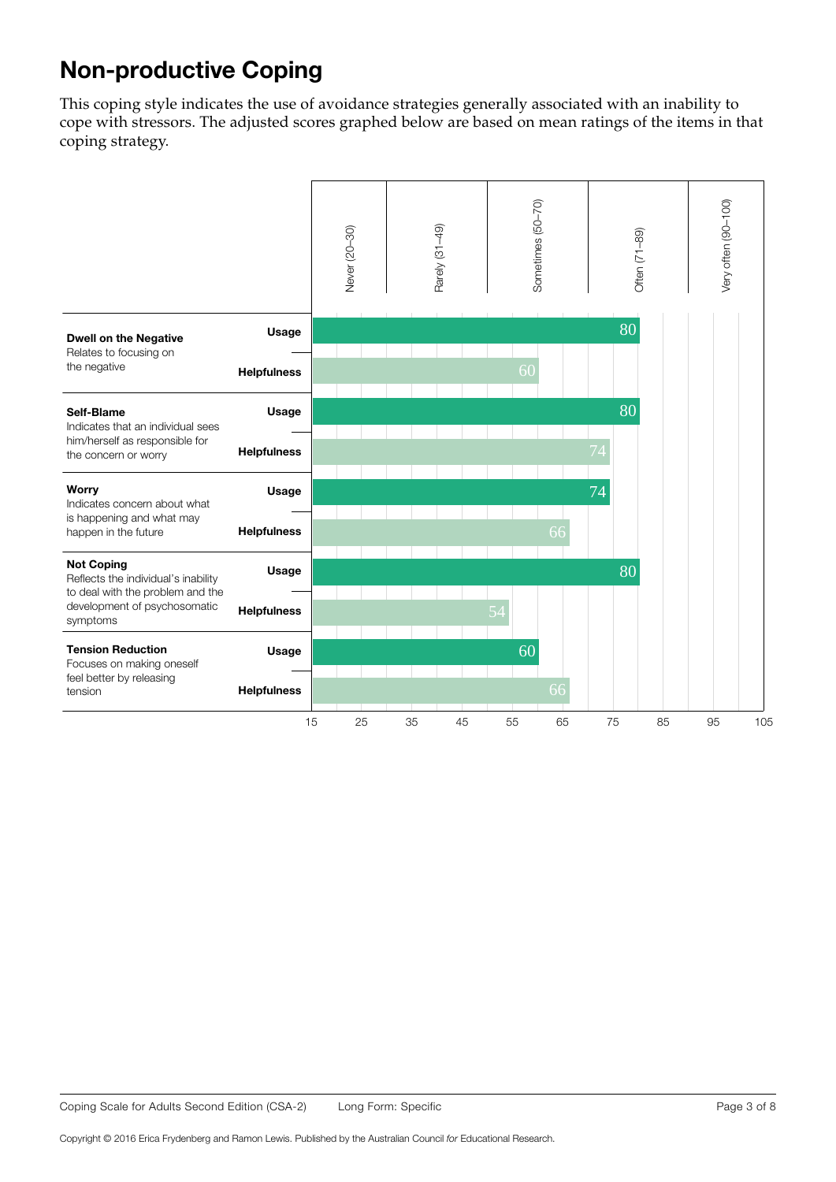# Non-productive Coping

This coping style indicates the use of avoidance strategies generally associated with an inability to cope with stressors. The adjusted scores graphed below are based on mean ratings of the items in that coping strategy.

Scale: Never (20–30), Rarely (31–49), Sometimes (50–70), Often (71–89), Very often (90–100)

| Strategy | Description | Measure | Score |
|---|---|---|---|
| **Dwell on the Negative** | Relates to focusing on the negative | Usage | 80 |
| | | Helpfulness | 60 |
| **Self-Blame** | Indicates that an individual sees him/herself as responsible for the concern or worry | Usage | 80 |
| | | Helpfulness | 74 |
| **Worry** | Indicates concern about what is happening and what may happen in the future | Usage | 74 |
| | | Helpfulness | 66 |
| **Not Coping** | Reflects the individual's inability to deal with the problem and the development of psychosomatic symptoms | Usage | 80 |
| | | Helpfulness | 54 |
| **Tension Reduction** | Focuses on making oneself feel better by releasing tension | Usage | 60 |
| | | Helpfulness | 66 |

Coping Scale for Adults Second Edition (CSA-2) Long Form: Specific

Copyright © 2016 Erica Frydenberg and Ramon Lewis. Published by the Australian Council *for* Educational Research.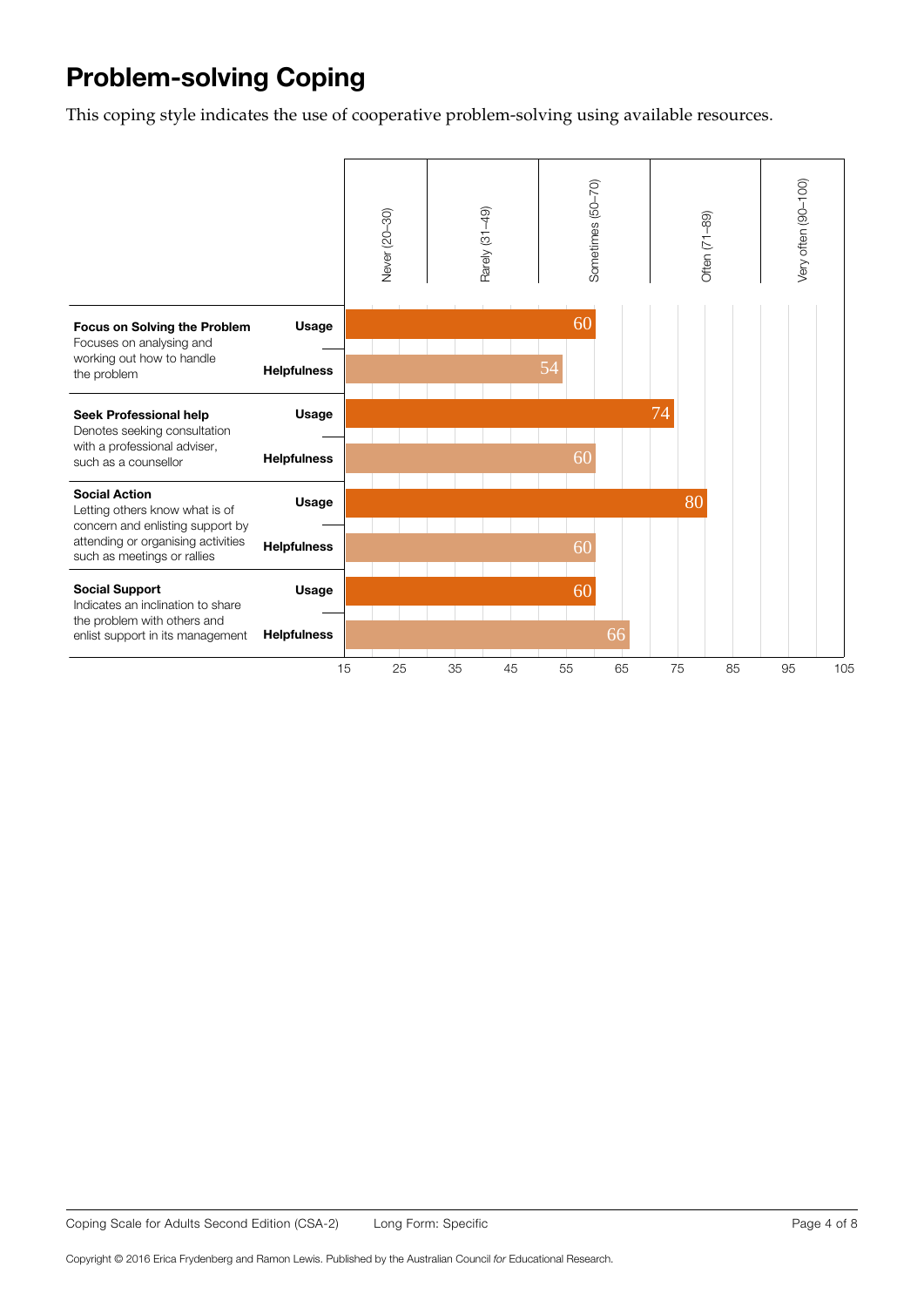# Problem-solving Coping

This coping style indicates the use of cooperative problem-solving using available resources.

| Coping strategy | Measure | Score |
|---|---|---|
| **Focus on Solving the Problem** Focuses on analysing and working out how to handle the problem | Usage | 60 |
| | Helpfulness | 54 |
| **Seek Professional help** Denotes seeking consultation with a professional adviser, such as a counsellor | Usage | 74 |
| | Helpfulness | 60 |
| **Social Action** Letting others know what is of concern and enlisting support by attending or organising activities such as meetings or rallies | Usage | 80 |
| | Helpfulness | 60 |
| **Social Support** Indicates an inclination to share the problem with others and enlist support in its management | Usage | 60 |
| | Helpfulness | 66 |

Scale bands: Never (20–30), Rarely (31–49), Sometimes (50–70), Often (71–89), Very often (90–100)

Axis: 15, 25, 35, 45, 55, 65, 75, 85, 95, 105

Coping Scale for Adults Second Edition (CSA-2) Long Form: Specific

Copyright © 2016 Erica Frydenberg and Ramon Lewis. Published by the Australian Council *for* Educational Research.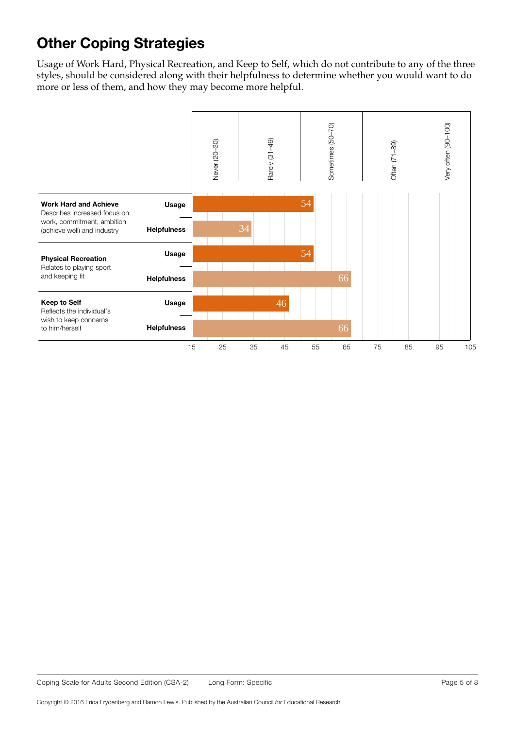# Other Coping Strategies

Usage of Work Hard, Physical Recreation, and Keep to Self, which do not contribute to any of the three styles, should be considered along with their helpfulness to determine whether you would want to do more or less of them, and how they may become more helpful.

Scale bands: Never (20–30), Rarely (31–49), Sometimes (50–70), Often (71–89), Very often (90–100)

| Strategy | Description | Measure | Score |
|---|---|---|---|
| **Work Hard and Achieve** | Describes increased focus on work, commitment, ambition (achieve well) and industry | Usage | 54 |
| | | Helpfulness | 34 |
| **Physical Recreation** | Relates to playing sport and keeping fit | Usage | 54 |
| | | Helpfulness | 66 |
| **Keep to Self** | Reflects the individual's wish to keep concerns to him/herself | Usage | 46 |
| | | Helpfulness | 66 |

Copyright © 2016 Erica Frydenberg and Ramon Lewis. Published by the Australian Council *for* Educational Research.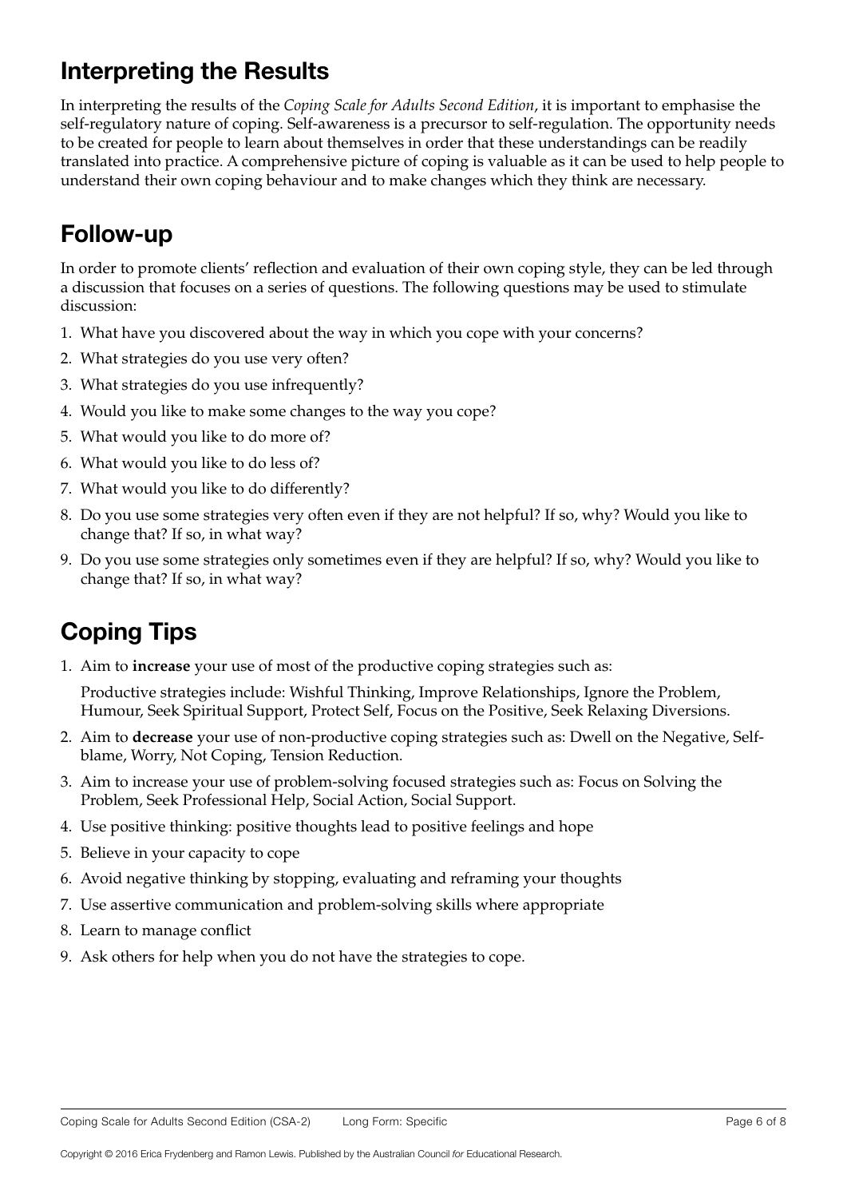## Interpreting the Results

In interpreting the results of the *Coping Scale for Adults Second Edition*, it is important to emphasise the self-regulatory nature of coping. Self-awareness is a precursor to self-regulation. The opportunity needs to be created for people to learn about themselves in order that these understandings can be readily translated into practice. A comprehensive picture of coping is valuable as it can be used to help people to understand their own coping behaviour and to make changes which they think are necessary.

## Follow-up

In order to promote clients' reflection and evaluation of their own coping style, they can be led through a discussion that focuses on a series of questions. The following questions may be used to stimulate discussion:

1. What have you discovered about the way in which you cope with your concerns?
2. What strategies do you use very often?
3. What strategies do you use infrequently?
4. Would you like to make some changes to the way you cope?
5. What would you like to do more of?
6. What would you like to do less of?
7. What would you like to do differently?
8. Do you use some strategies very often even if they are not helpful? If so, why? Would you like to change that? If so, in what way?
9. Do you use some strategies only sometimes even if they are helpful? If so, why? Would you like to change that? If so, in what way?

## Coping Tips

1. Aim to **increase** your use of most of the productive coping strategies such as:

   Productive strategies include: Wishful Thinking, Improve Relationships, Ignore the Problem, Humour, Seek Spiritual Support, Protect Self, Focus on the Positive, Seek Relaxing Diversions.

2. Aim to **decrease** your use of non-productive coping strategies such as: Dwell on the Negative, Self-blame, Worry, Not Coping, Tension Reduction.
3. Aim to increase your use of problem-solving focused strategies such as: Focus on Solving the Problem, Seek Professional Help, Social Action, Social Support.
4. Use positive thinking: positive thoughts lead to positive feelings and hope
5. Believe in your capacity to cope
6. Avoid negative thinking by stopping, evaluating and reframing your thoughts
7. Use assertive communication and problem-solving skills where appropriate
8. Learn to manage conflict
9. Ask others for help when you do not have the strategies to cope.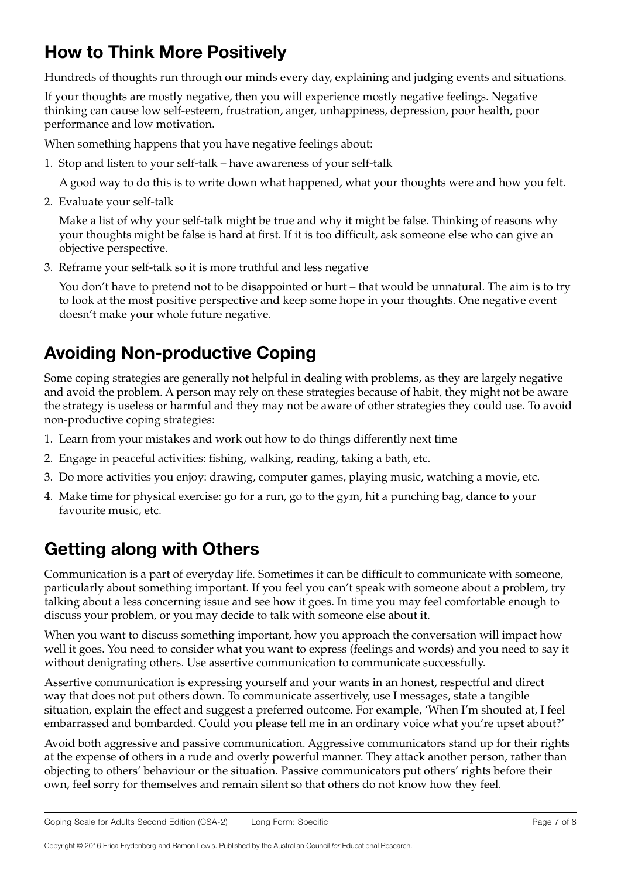## How to Think More Positively

Hundreds of thoughts run through our minds every day, explaining and judging events and situations.

If your thoughts are mostly negative, then you will experience mostly negative feelings. Negative thinking can cause low self-esteem, frustration, anger, unhappiness, depression, poor health, poor performance and low motivation.

When something happens that you have negative feelings about:

1. Stop and listen to your self-talk – have awareness of your self-talk

   A good way to do this is to write down what happened, what your thoughts were and how you felt.

2. Evaluate your self-talk

   Make a list of why your self-talk might be true and why it might be false. Thinking of reasons why your thoughts might be false is hard at first. If it is too difficult, ask someone else who can give an objective perspective.

3. Reframe your self-talk so it is more truthful and less negative

   You don't have to pretend not to be disappointed or hurt – that would be unnatural. The aim is to try to look at the most positive perspective and keep some hope in your thoughts. One negative event doesn't make your whole future negative.

## Avoiding Non-productive Coping

Some coping strategies are generally not helpful in dealing with problems, as they are largely negative and avoid the problem. A person may rely on these strategies because of habit, they might not be aware the strategy is useless or harmful and they may not be aware of other strategies they could use. To avoid non-productive coping strategies:

1. Learn from your mistakes and work out how to do things differently next time
2. Engage in peaceful activities: fishing, walking, reading, taking a bath, etc.
3. Do more activities you enjoy: drawing, computer games, playing music, watching a movie, etc.
4. Make time for physical exercise: go for a run, go to the gym, hit a punching bag, dance to your favourite music, etc.

## Getting along with Others

Communication is a part of everyday life. Sometimes it can be difficult to communicate with someone, particularly about something important. If you feel you can't speak with someone about a problem, try talking about a less concerning issue and see how it goes. In time you may feel comfortable enough to discuss your problem, or you may decide to talk with someone else about it.

When you want to discuss something important, how you approach the conversation will impact how well it goes. You need to consider what you want to express (feelings and words) and you need to say it without denigrating others. Use assertive communication to communicate successfully.

Assertive communication is expressing yourself and your wants in an honest, respectful and direct way that does not put others down. To communicate assertively, use I messages, state a tangible situation, explain the effect and suggest a preferred outcome. For example, 'When I'm shouted at, I feel embarrassed and bombarded. Could you please tell me in an ordinary voice what you're upset about?'

Avoid both aggressive and passive communication. Aggressive communicators stand up for their rights at the expense of others in a rude and overly powerful manner. They attack another person, rather than objecting to others' behaviour or the situation. Passive communicators put others' rights before their own, feel sorry for themselves and remain silent so that others do not know how they feel.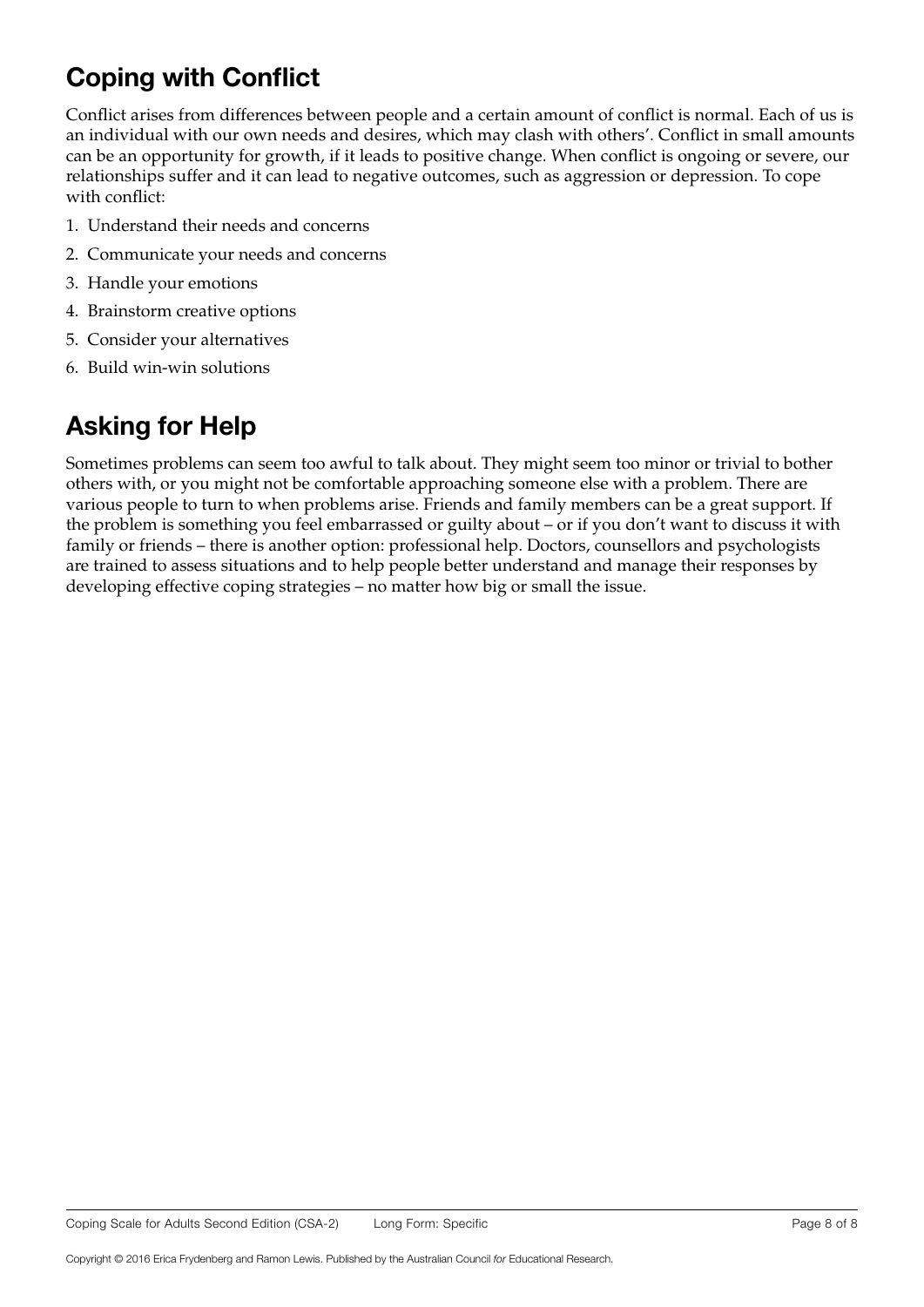## Coping with Conflict

Conflict arises from differences between people and a certain amount of conflict is normal. Each of us is an individual with our own needs and desires, which may clash with others'. Conflict in small amounts can be an opportunity for growth, if it leads to positive change. When conflict is ongoing or severe, our relationships suffer and it can lead to negative outcomes, such as aggression or depression. To cope with conflict:

1. Understand their needs and concerns
2. Communicate your needs and concerns
3. Handle your emotions
4. Brainstorm creative options
5. Consider your alternatives
6. Build win-win solutions

## Asking for Help

Sometimes problems can seem too awful to talk about. They might seem too minor or trivial to bother others with, or you might not be comfortable approaching someone else with a problem. There are various people to turn to when problems arise. Friends and family members can be a great support. If the problem is something you feel embarrassed or guilty about – or if you don't want to discuss it with family or friends – there is another option: professional help. Doctors, counsellors and psychologists are trained to assess situations and to help people better understand and manage their responses by developing effective coping strategies – no matter how big or small the issue.